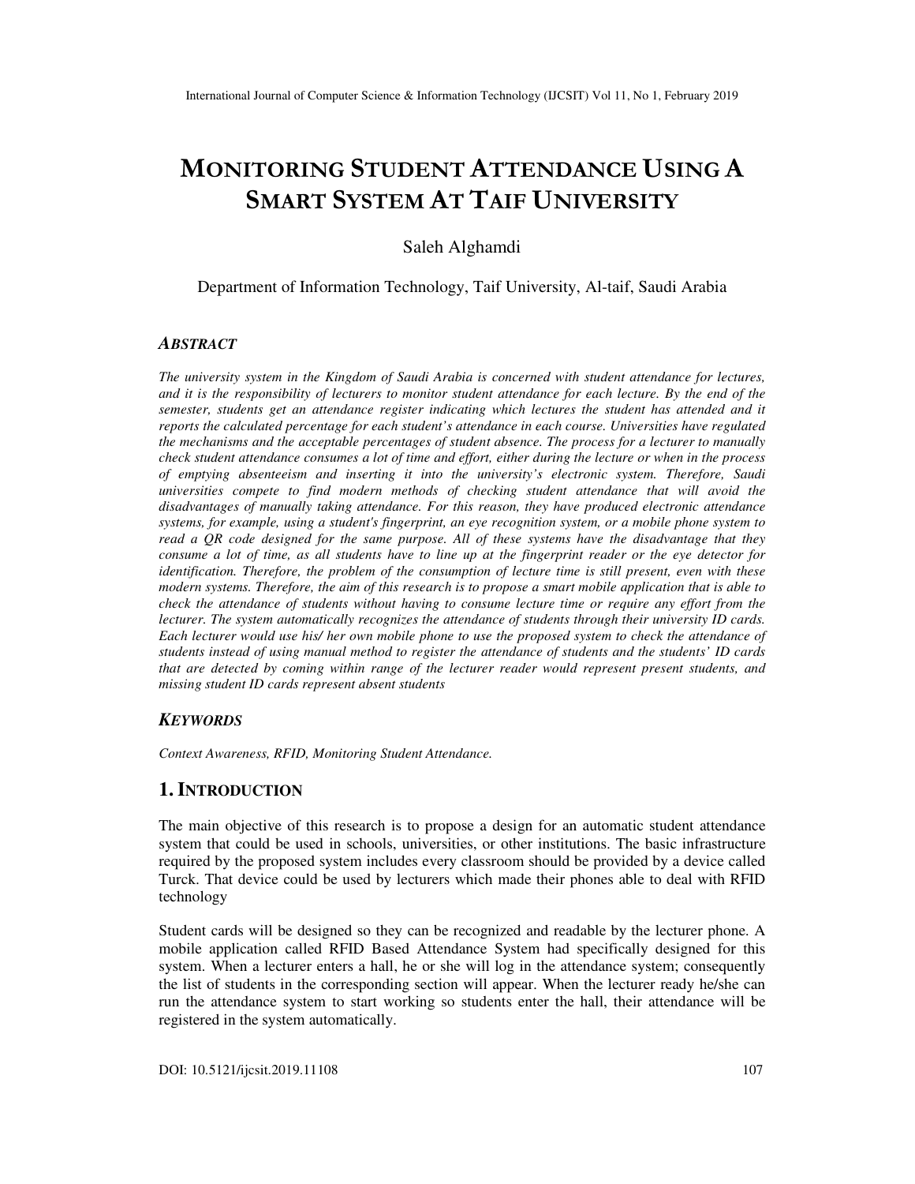# MONITORING STUDENT ATTENDANCE USING A SMART SYSTEM AT TAIF UNIVERSITY

Saleh Alghamdi

Department of Information Technology, Taif University, Al-taif, Saudi Arabia

### *ABSTRACT*

*The university system in the Kingdom of Saudi Arabia is concerned with student attendance for lectures, and it is the responsibility of lecturers to monitor student attendance for each lecture. By the end of the semester, students get an attendance register indicating which lectures the student has attended and it reports the calculated percentage for each student's attendance in each course. Universities have regulated the mechanisms and the acceptable percentages of student absence. The process for a lecturer to manually check student attendance consumes a lot of time and effort, either during the lecture or when in the process of emptying absenteeism and inserting it into the university's electronic system. Therefore, Saudi universities compete to find modern methods of checking student attendance that will avoid the disadvantages of manually taking attendance. For this reason, they have produced electronic attendance systems, for example, using a student's fingerprint, an eye recognition system, or a mobile phone system to read a QR code designed for the same purpose. All of these systems have the disadvantage that they consume a lot of time, as all students have to line up at the fingerprint reader or the eye detector for identification. Therefore, the problem of the consumption of lecture time is still present, even with these modern systems. Therefore, the aim of this research is to propose a smart mobile application that is able to check the attendance of students without having to consume lecture time or require any effort from the lecturer. The system automatically recognizes the attendance of students through their university ID cards. Each lecturer would use his/ her own mobile phone to use the proposed system to check the attendance of students instead of using manual method to register the attendance of students and the students' ID cards that are detected by coming within range of the lecturer reader would represent present students, and missing student ID cards represent absent students*

### *KEYWORDS*

*Context Awareness, RFID, Monitoring Student Attendance.*

## 1. INTRODUCTION

The main objective of this research is to propose a design for an automatic student attendance system that could be used in schools, universities, or other institutions. The basic infrastructure required by the proposed system includes every classroom should be provided by a device called Turck. That device could be used by lecturers which made their phones able to deal with RFID technology

Student cards will be designed so they can be recognized and readable by the lecturer phone. A mobile application called RFID Based Attendance System had specifically designed for this system. When a lecturer enters a hall, he or she will log in the attendance system; consequently the list of students in the corresponding section will appear. When the lecturer ready he/she can run the attendance system to start working so students enter the hall, their attendance will be registered in the system automatically.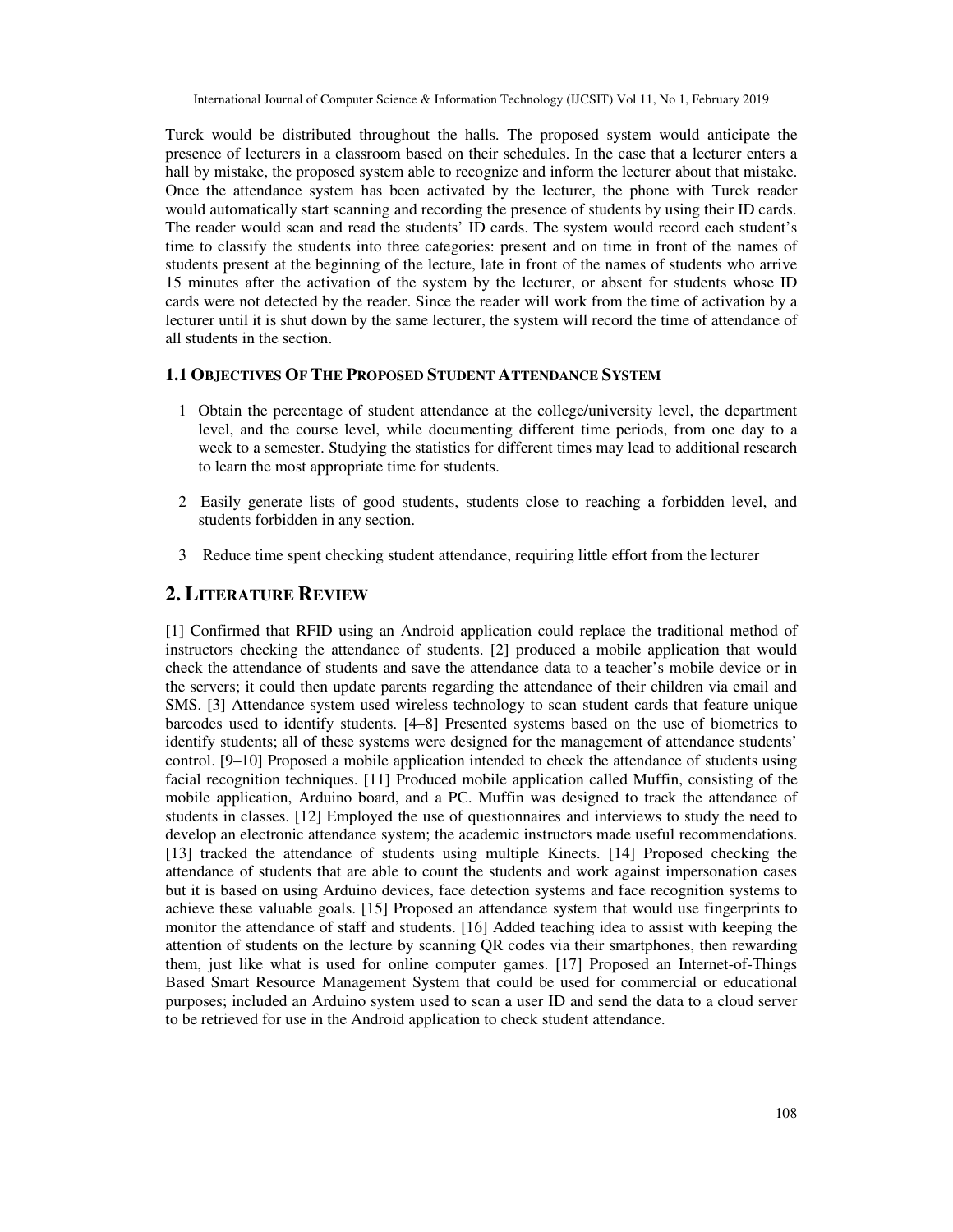Turck would be distributed throughout the halls. The proposed system would anticipate the presence of lecturers in a classroom based on their schedules. In the case that a lecturer enters a hall by mistake, the proposed system able to recognize and inform the lecturer about that mistake. Once the attendance system has been activated by the lecturer, the phone with Turck reader would automatically start scanning and recording the presence of students by using their ID cards. The reader would scan and read the students' ID cards. The system would record each student's time to classify the students into three categories: present and on time in front of the names of students present at the beginning of the lecture, late in front of the names of students who arrive 15 minutes after the activation of the system by the lecturer, or absent for students whose ID cards were not detected by the reader. Since the reader will work from the time of activation by a lecturer until it is shut down by the same lecturer, the system will record the time of attendance of all students in the section.

### 1.1 Objectives Of The Proposed Student Attendance System

1. Obtain the percentage of student attendance at the college/university level, the department level, and the course level, while documenting different time periods, from one day to a week to a semester. Studying the statistics for different times may lead to additional research to learn the most appropriate time for students.

2. Easily generate lists of good students, students close to reaching a forbidden level, and students forbidden in any section.

3. Reduce time spent checking student attendance, requiring little effort from the lecturer

## 2. Literature Review

[1] Confirmed that RFID using an Android application could replace the traditional method of instructors checking the attendance of students. [2] produced a mobile application that would check the attendance of students and save the attendance data to a teacher's mobile device or in the servers; it could then update parents regarding the attendance of their children via email and SMS. [3] Attendance system used wireless technology to scan student cards that feature unique barcodes used to identify students. [4–8] Presented systems based on the use of biometrics to identify students; all of these systems were designed for the management of attendance students' control. [9–10] Proposed a mobile application intended to check the attendance of students using facial recognition techniques. [11] Produced mobile application called Muffin, consisting of the mobile application, Arduino board, and a PC. Muffin was designed to track the attendance of students in classes. [12] Employed the use of questionnaires and interviews to study the need to develop an electronic attendance system; the academic instructors made useful recommendations. [13] tracked the attendance of students using multiple Kinects. [14] Proposed checking the attendance of students that are able to count the students and work against impersonation cases but it is based on using Arduino devices, face detection systems and face recognition systems to achieve these valuable goals. [15] Proposed an attendance system that would use fingerprints to monitor the attendance of staff and students. [16] Added teaching idea to assist with keeping the attention of students on the lecture by scanning QR codes via their smartphones, then rewarding them, just like what is used for online computer games. [17] Proposed an Internet-of-Things Based Smart Resource Management System that could be used for commercial or educational purposes; included an Arduino system used to scan a user ID and send the data to a cloud server to be retrieved for use in the Android application to check student attendance.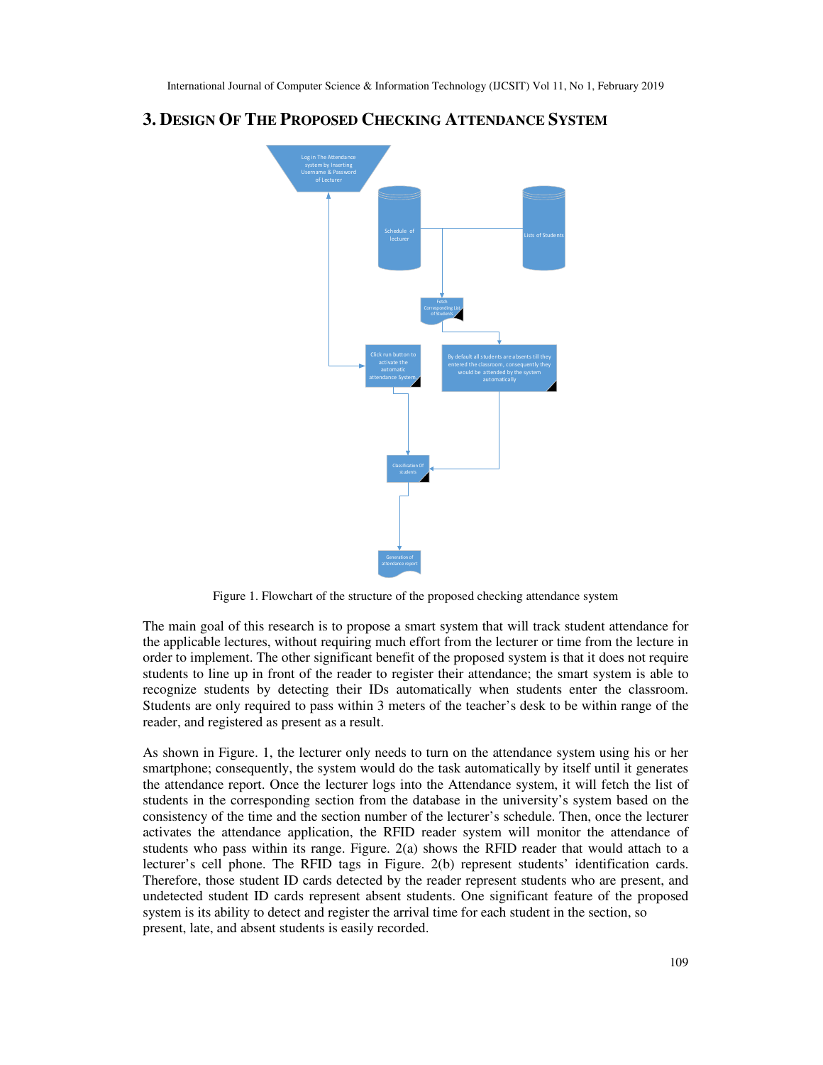## 3. Design Of The Proposed Checking Attendance System

Figure 1. Flowchart of the structure of the proposed checking attendance system

The main goal of this research is to propose a smart system that will track student attendance for the applicable lectures, without requiring much effort from the lecturer or time from the lecture in order to implement. The other significant benefit of the proposed system is that it does not require students to line up in front of the reader to register their attendance; the smart system is able to recognize students by detecting their IDs automatically when students enter the classroom. Students are only required to pass within 3 meters of the teacher's desk to be within range of the reader, and registered as present as a result.

As shown in Figure. 1, the lecturer only needs to turn on the attendance system using his or her smartphone; consequently, the system would do the task automatically by itself until it generates the attendance report. Once the lecturer logs into the Attendance system, it will fetch the list of students in the corresponding section from the database in the university's system based on the consistency of the time and the section number of the lecturer's schedule. Then, once the lecturer activates the attendance application, the RFID reader system will monitor the attendance of students who pass within its range. Figure. 2(a) shows the RFID reader that would attach to a lecturer's cell phone. The RFID tags in Figure. 2(b) represent students' identification cards. Therefore, those student ID cards detected by the reader represent students who are present, and undetected student ID cards represent absent students. One significant feature of the proposed system is its ability to detect and register the arrival time for each student in the section, so present, late, and absent students is easily recorded.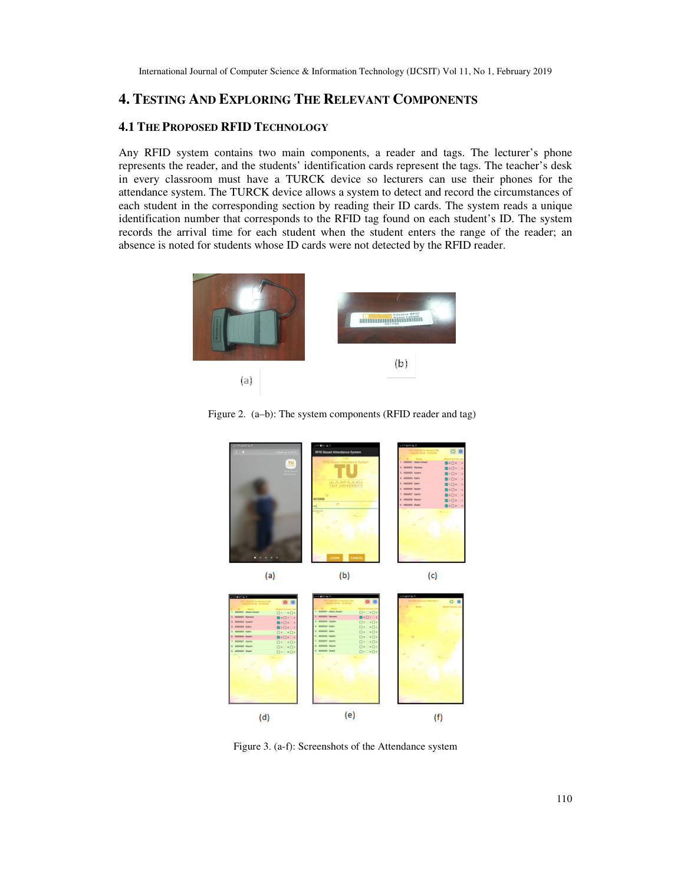## 4. TESTING AND EXPLORING THE RELEVANT COMPONENTS

### 4.1 THE PROPOSED RFID TECHNOLOGY

Any RFID system contains two main components, a reader and tags. The lecturer's phone represents the reader, and the students' identification cards represent the tags. The teacher's desk in every classroom must have a TURCK device so lecturers can use their phones for the attendance system. The TURCK device allows a system to detect and record the circumstances of each student in the corresponding section by reading their ID cards. The system reads a unique identification number that corresponds to the RFID tag found on each student's ID. The system records the arrival time for each student when the student enters the range of the reader; an absence is noted for students whose ID cards were not detected by the RFID reader.

Figure 2. (a–b): The system components (RFID reader and tag)

Figure 3. (a-f): Screenshots of the Attendance system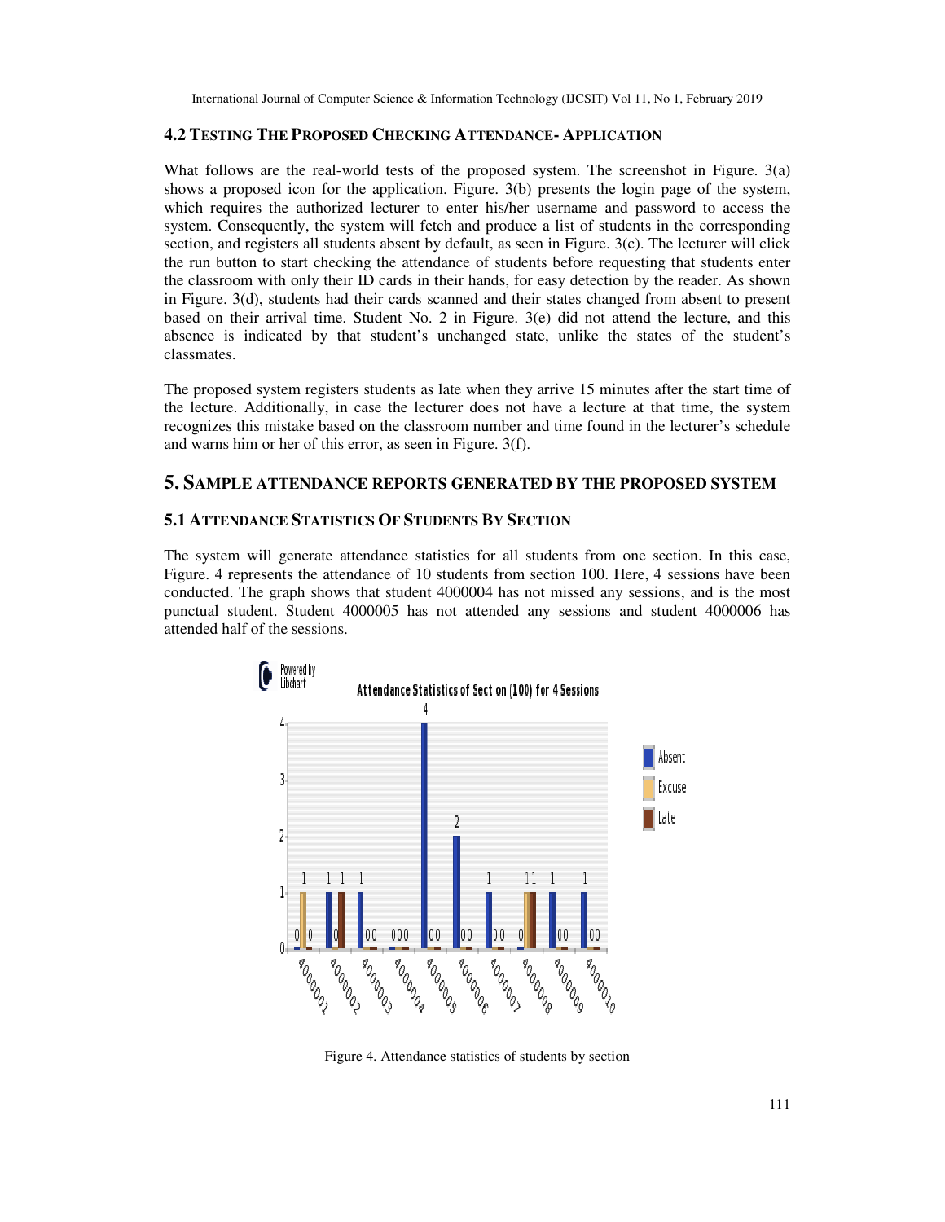### 4.2 Testing The Proposed Checking Attendance- Application

What follows are the real-world tests of the proposed system. The screenshot in Figure. 3(a) shows a proposed icon for the application. Figure. 3(b) presents the login page of the system, which requires the authorized lecturer to enter his/her username and password to access the system. Consequently, the system will fetch and produce a list of students in the corresponding section, and registers all students absent by default, as seen in Figure. 3(c). The lecturer will click the run button to start checking the attendance of students before requesting that students enter the classroom with only their ID cards in their hands, for easy detection by the reader. As shown in Figure. 3(d), students had their cards scanned and their states changed from absent to present based on their arrival time. Student No. 2 in Figure. 3(e) did not attend the lecture, and this absence is indicated by that student's unchanged state, unlike the states of the student's classmates.

The proposed system registers students as late when they arrive 15 minutes after the start time of the lecture. Additionally, in case the lecturer does not have a lecture at that time, the system recognizes this mistake based on the classroom number and time found in the lecturer's schedule and warns him or her of this error, as seen in Figure. 3(f).

## 5. Sample attendance reports generated by the proposed system

### 5.1 Attendance Statistics Of Students By Section

The system will generate attendance statistics for all students from one section. In this case, Figure. 4 represents the attendance of 10 students from section 100. Here, 4 sessions have been conducted. The graph shows that student 4000004 has not missed any sessions, and is the most punctual student. Student 4000005 has not attended any sessions and student 4000006 has attended half of the sessions.

Figure 4. Attendance statistics of students by section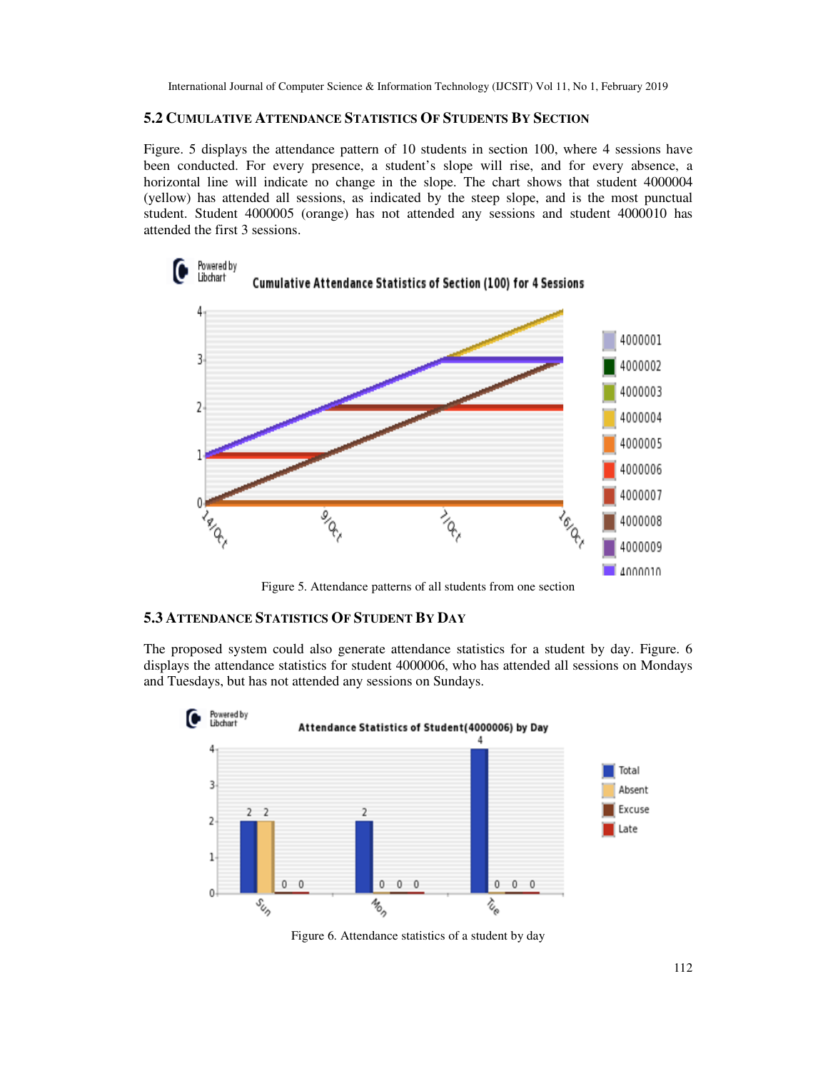### 5.2 Cumulative Attendance Statistics Of Students By Section

Figure. 5 displays the attendance pattern of 10 students in section 100, where 4 sessions have been conducted. For every presence, a student's slope will rise, and for every absence, a horizontal line will indicate no change in the slope. The chart shows that student 4000004 (yellow) has attended all sessions, as indicated by the steep slope, and is the most punctual student. Student 4000005 (orange) has not attended any sessions and student 4000010 has attended the first 3 sessions.

Figure 5. Attendance patterns of all students from one section

### 5.3 Attendance Statistics Of Student By Day

The proposed system could also generate attendance statistics for a student by day. Figure. 6 displays the attendance statistics for student 4000006, who has attended all sessions on Mondays and Tuesdays, but has not attended any sessions on Sundays.

Figure 6. Attendance statistics of a student by day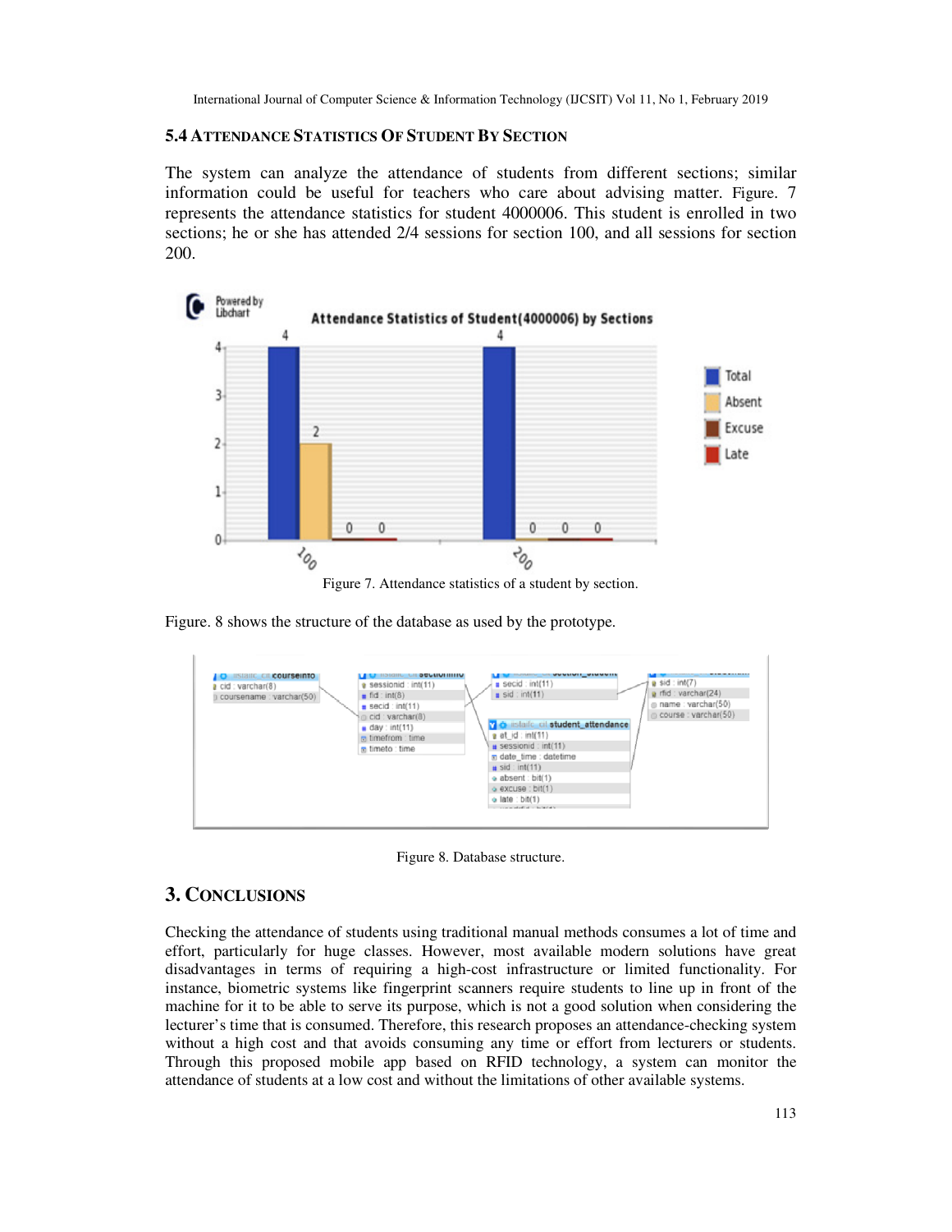### 5.4 ATTENDANCE STATISTICS OF STUDENT BY SECTION

The system can analyze the attendance of students from different sections; similar information could be useful for teachers who care about advising matter. Figure. 7 represents the attendance statistics for student 4000006. This student is enrolled in two sections; he or she has attended 2/4 sessions for section 100, and all sessions for section 200.

Figure 7. Attendance statistics of a student by section.

Figure. 8 shows the structure of the database as used by the prototype.

Figure 8. Database structure.

## 3. CONCLUSIONS

Checking the attendance of students using traditional manual methods consumes a lot of time and effort, particularly for huge classes. However, most available modern solutions have great disadvantages in terms of requiring a high-cost infrastructure or limited functionality. For instance, biometric systems like fingerprint scanners require students to line up in front of the machine for it to be able to serve its purpose, which is not a good solution when considering the lecturer's time that is consumed. Therefore, this research proposes an attendance-checking system without a high cost and that avoids consuming any time or effort from lecturers or students. Through this proposed mobile app based on RFID technology, a system can monitor the attendance of students at a low cost and without the limitations of other available systems.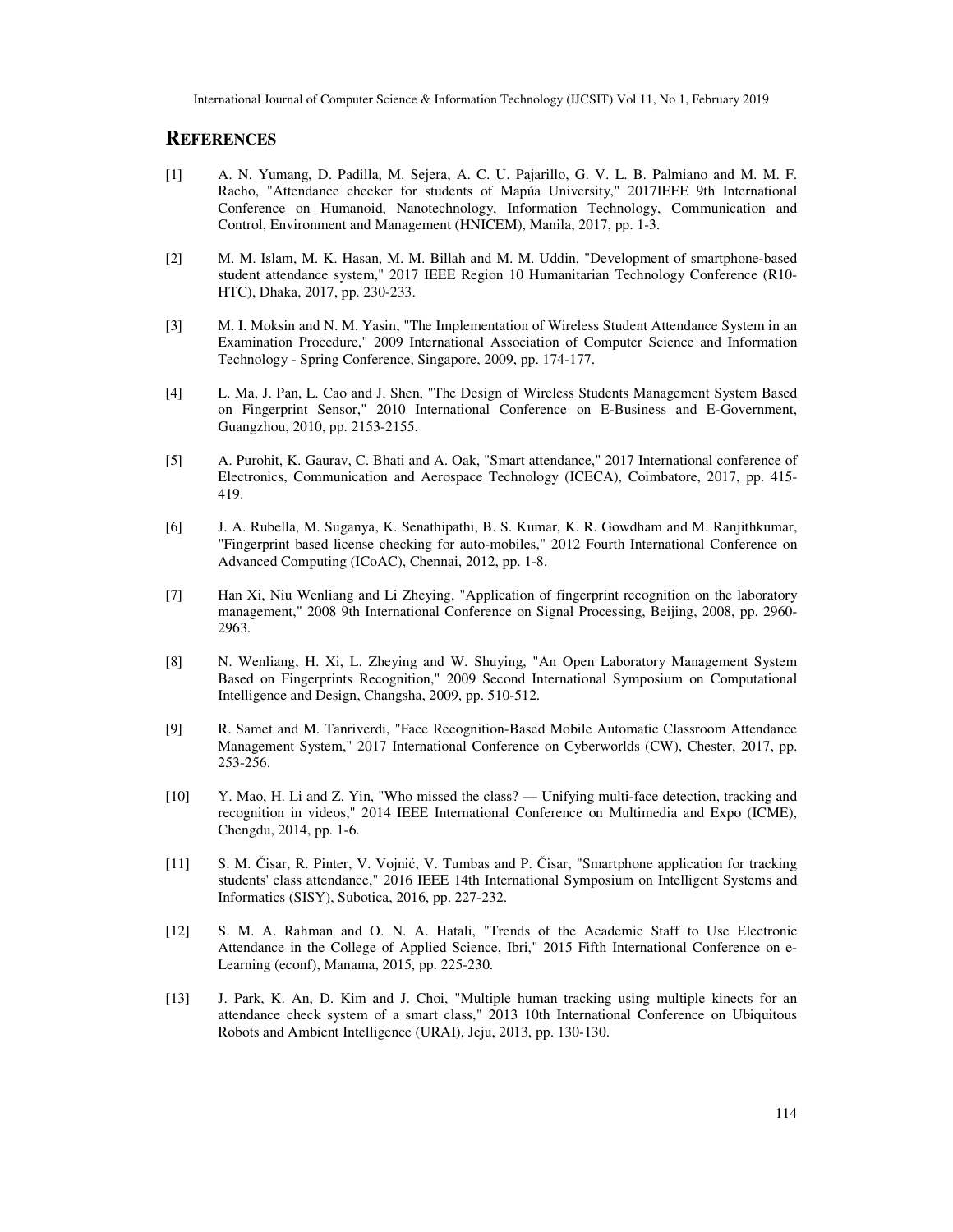## REFERENCES

[1] A. N. Yumang, D. Padilla, M. Sejera, A. C. U. Pajarillo, G. V. L. B. Palmiano and M. M. F. Racho, "Attendance checker for students of Mapúa University," 2017IEEE 9th International Conference on Humanoid, Nanotechnology, Information Technology, Communication and Control, Environment and Management (HNICEM), Manila, 2017, pp. 1-3.

[2] M. M. Islam, M. K. Hasan, M. M. Billah and M. M. Uddin, "Development of smartphone-based student attendance system," 2017 IEEE Region 10 Humanitarian Technology Conference (R10-HTC), Dhaka, 2017, pp. 230-233.

[3] M. I. Moksin and N. M. Yasin, "The Implementation of Wireless Student Attendance System in an Examination Procedure," 2009 International Association of Computer Science and Information Technology - Spring Conference, Singapore, 2009, pp. 174-177.

[4] L. Ma, J. Pan, L. Cao and J. Shen, "The Design of Wireless Students Management System Based on Fingerprint Sensor," 2010 International Conference on E-Business and E-Government, Guangzhou, 2010, pp. 2153-2155.

[5] A. Purohit, K. Gaurav, C. Bhati and A. Oak, "Smart attendance," 2017 International conference of Electronics, Communication and Aerospace Technology (ICECA), Coimbatore, 2017, pp. 415-419.

[6] J. A. Rubella, M. Suganya, K. Senathipathi, B. S. Kumar, K. R. Gowdham and M. Ranjithkumar, "Fingerprint based license checking for auto-mobiles," 2012 Fourth International Conference on Advanced Computing (ICoAC), Chennai, 2012, pp. 1-8.

[7] Han Xi, Niu Wenliang and Li Zheying, "Application of fingerprint recognition on the laboratory management," 2008 9th International Conference on Signal Processing, Beijing, 2008, pp. 2960-2963.

[8] N. Wenliang, H. Xi, L. Zheying and W. Shuying, "An Open Laboratory Management System Based on Fingerprints Recognition," 2009 Second International Symposium on Computational Intelligence and Design, Changsha, 2009, pp. 510-512.

[9] R. Samet and M. Tanriverdi, "Face Recognition-Based Mobile Automatic Classroom Attendance Management System," 2017 International Conference on Cyberworlds (CW), Chester, 2017, pp. 253-256.

[10] Y. Mao, H. Li and Z. Yin, "Who missed the class? — Unifying multi-face detection, tracking and recognition in videos," 2014 IEEE International Conference on Multimedia and Expo (ICME), Chengdu, 2014, pp. 1-6.

[11] S. M. Čisar, R. Pinter, V. Vojnić, V. Tumbas and P. Čisar, "Smartphone application for tracking students' class attendance," 2016 IEEE 14th International Symposium on Intelligent Systems and Informatics (SISY), Subotica, 2016, pp. 227-232.

[12] S. M. A. Rahman and O. N. A. Hatali, "Trends of the Academic Staff to Use Electronic Attendance in the College of Applied Science, Ibri," 2015 Fifth International Conference on e-Learning (econf), Manama, 2015, pp. 225-230.

[13] J. Park, K. An, D. Kim and J. Choi, "Multiple human tracking using multiple kinects for an attendance check system of a smart class," 2013 10th International Conference on Ubiquitous Robots and Ambient Intelligence (URAI), Jeju, 2013, pp. 130-130.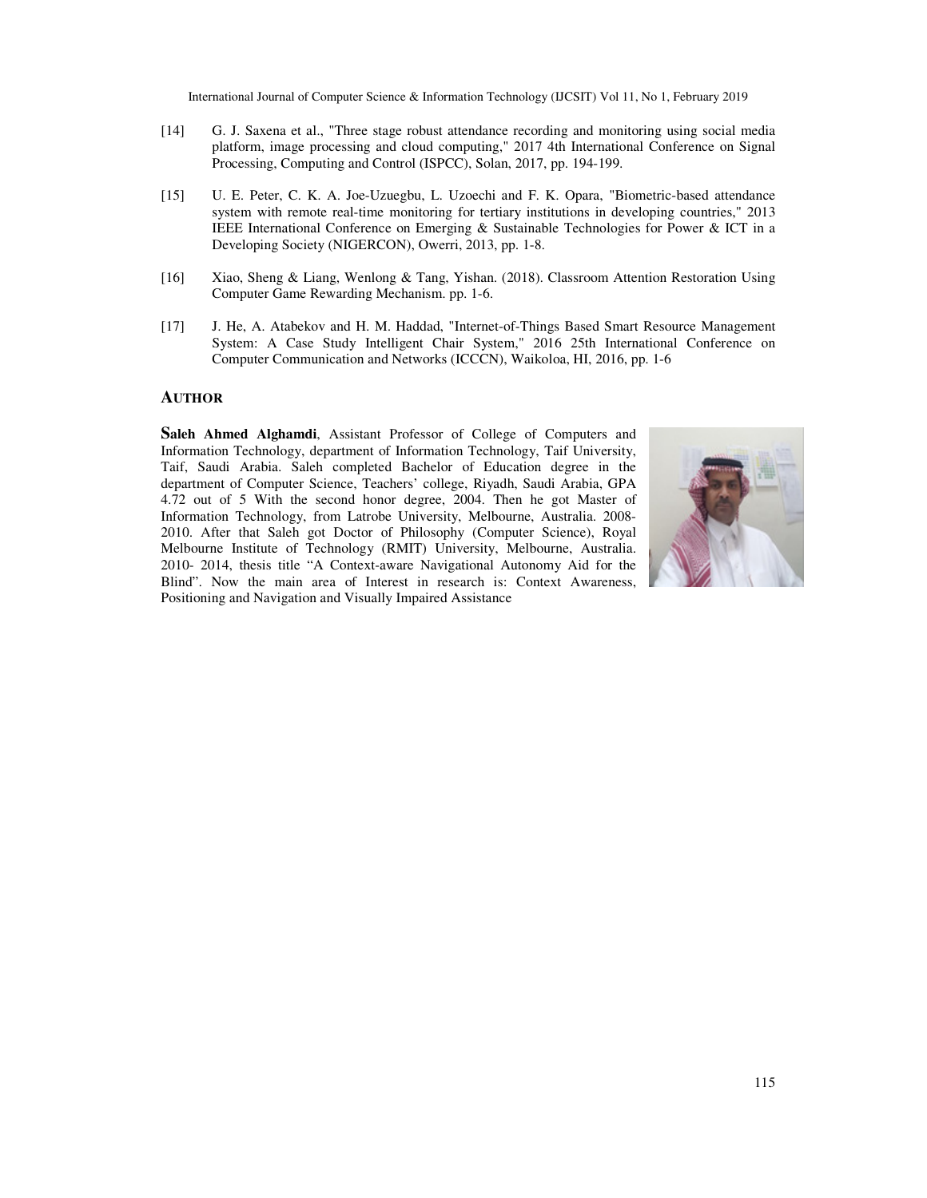[14] G. J. Saxena et al., "Three stage robust attendance recording and monitoring using social media platform, image processing and cloud computing," 2017 4th International Conference on Signal Processing, Computing and Control (ISPCC), Solan, 2017, pp. 194-199.

[15] U. E. Peter, C. K. A. Joe-Uzuegbu, L. Uzoechi and F. K. Opara, "Biometric-based attendance system with remote real-time monitoring for tertiary institutions in developing countries," 2013 IEEE International Conference on Emerging & Sustainable Technologies for Power & ICT in a Developing Society (NIGERCON), Owerri, 2013, pp. 1-8.

[16] Xiao, Sheng & Liang, Wenlong & Tang, Yishan. (2018). Classroom Attention Restoration Using Computer Game Rewarding Mechanism. pp. 1-6.

[17] J. He, A. Atabekov and H. M. Haddad, "Internet-of-Things Based Smart Resource Management System: A Case Study Intelligent Chair System," 2016 25th International Conference on Computer Communication and Networks (ICCCN), Waikoloa, HI, 2016, pp. 1-6

## AUTHOR

**Saleh Ahmed Alghamdi**, Assistant Professor of College of Computers and Information Technology, department of Information Technology, Taif University, Taif, Saudi Arabia. Saleh completed Bachelor of Education degree in the department of Computer Science, Teachers' college, Riyadh, Saudi Arabia, GPA 4.72 out of 5 With the second honor degree, 2004. Then he got Master of Information Technology, from Latrobe University, Melbourne, Australia. 2008-2010. After that Saleh got Doctor of Philosophy (Computer Science), Royal Melbourne Institute of Technology (RMIT) University, Melbourne, Australia. 2010- 2014, thesis title "A Context-aware Navigational Autonomy Aid for the Blind". Now the main area of Interest in research is: Context Awareness, Positioning and Navigation and Visually Impaired Assistance